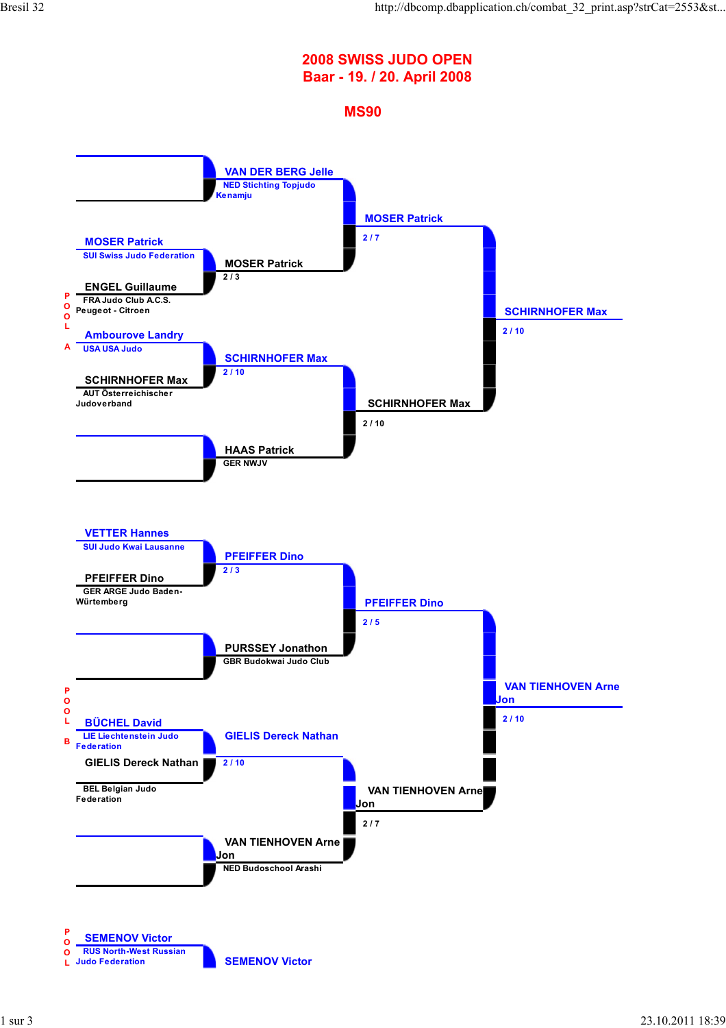# 2008 SWISS JUDO OPEN

## Baar - 19. / 20. April 2008

## MS90

### POOL A

**Round 1**

- (empty) vs — → VAN DER BERG Jelle (NED Stichting Topjudo Kenamju)
- MOSER Patrick (SUI Swiss Judo Federation) vs ENGEL Guillaume (FRA Judo Club A.C.S. Peugeot - Citroen) → MOSER Patrick 2 / 3
- Ambourove Landry (USA USA Judo) vs SCHIRNHOFER Max (AUT Österreichischer Judoverband) → SCHIRNHOFER Max 2 / 10
- (empty) vs — → HAAS Patrick (GER NWJV)

**Round 2**

- VAN DER BERG Jelle vs MOSER Patrick → MOSER Patrick 2 / 7
- SCHIRNHOFER Max vs HAAS Patrick → SCHIRNHOFER Max 2 / 10

**Pool final**

- MOSER Patrick vs SCHIRNHOFER Max → SCHIRNHOFER Max 2 / 10

### POOL B

**Round 1**

- VETTER Hannes (SUI Judo Kwai Lausanne) vs PFEIFFER Dino (GER ARGE Judo Baden-Würtemberg) → PFEIFFER Dino 2 / 3
- (empty) vs — → PURSSEY Jonathon (GBR Budokwai Judo Club)
- BÜCHEL David (LIE Liechtenstein Judo Federation) vs GIELIS Dereck Nathan (BEL Belgian Judo Federation) → GIELIS Dereck Nathan 2 / 10
- (empty) vs — → VAN TIENHOVEN Arne Jon (NED Budoschool Arashi)

**Round 2**

- PFEIFFER Dino vs PURSSEY Jonathon → PFEIFFER Dino 2 / 5
- GIELIS Dereck Nathan vs VAN TIENHOVEN Arne Jon → VAN TIENHOVEN Arne Jon 2 / 7

**Pool final**

- PFEIFFER Dino vs VAN TIENHOVEN Arne Jon → VAN TIENHOVEN Arne Jon 2 / 10

### POOL

- SEMENOV Victor (RUS North-West Russian Judo Federation) → SEMENOV Victor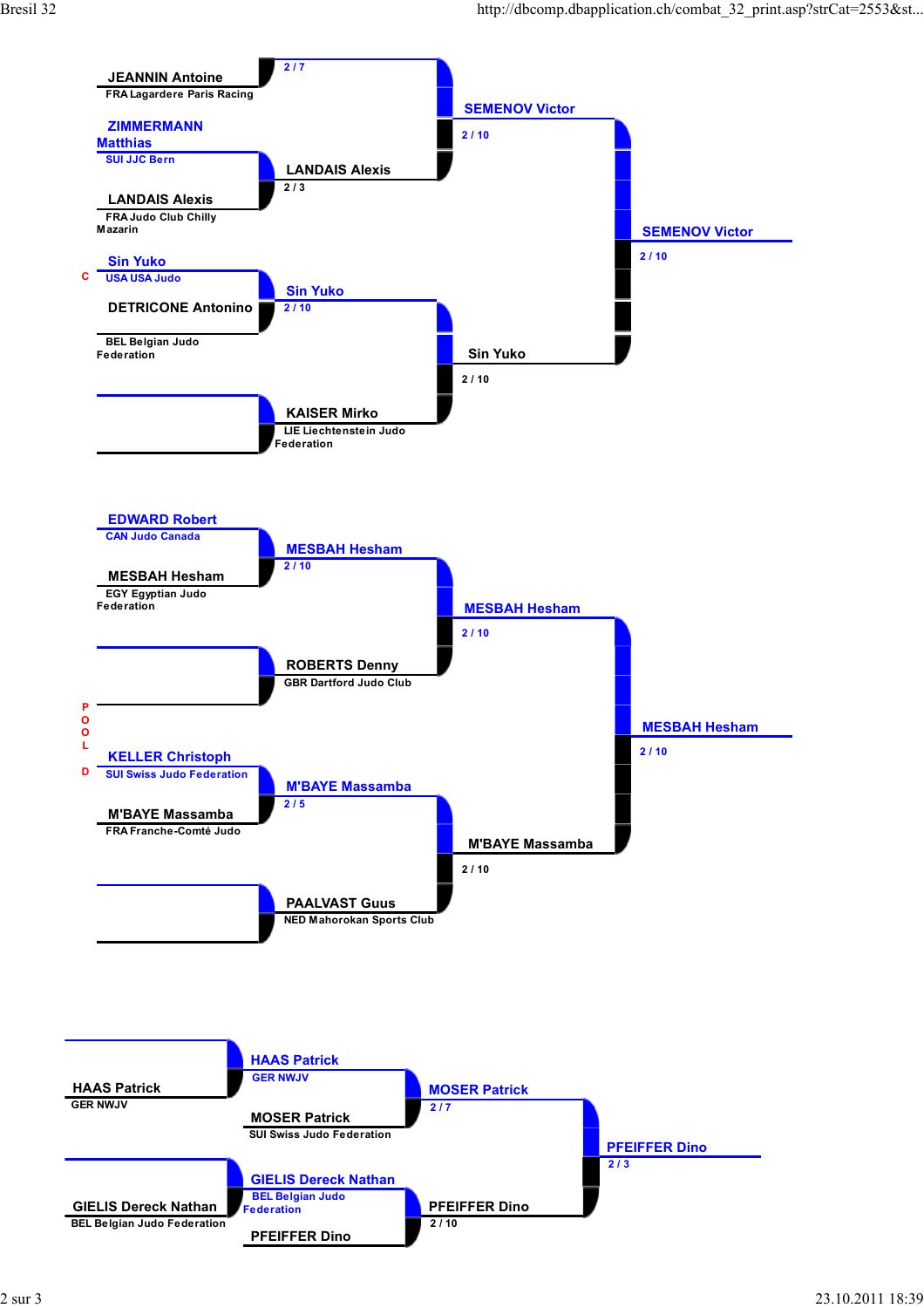## Pool C

**Round 1**

- JEANNIN Antoine (FRA Lagardere Paris Racing) vs ZIMMERMANN Matthias (SUI JJC Bern) — 2 / 7
- LANDAIS Alexis (FRA Judo Club Chilly Mazarin) — LANDAIS Alexis — 2 / 3
- Sin Yuko (USA USA Judo) vs DETRICONE Antonino (BEL Belgian Judo Federation) — Sin Yuko — 2 / 10
- KAISER Mirko (LIE Liechtenstein Judo Federation)

**Round 2**

- SEMENOV Victor — 2 / 10
- Sin Yuko — 2 / 10

**Pool winner**

- SEMENOV Victor — 2 / 10

## Pool D

**Round 1**

- EDWARD Robert (CAN Judo Canada) vs MESBAH Hesham (EGY Egyptian Judo Federation) — MESBAH Hesham — 2 / 10
- ROBERTS Denny (GBR Dartford Judo Club)
- KELLER Christoph (SUI Swiss Judo Federation) vs M'BAYE Massamba (FRA Franche-Comté Judo) — M'BAYE Massamba — 2 / 5
- PAALVAST Guus (NED Mahorokan Sports Club)

**Round 2**

- MESBAH Hesham — 2 / 10
- M'BAYE Massamba — 2 / 10

**Pool winner**

- MESBAH Hesham — 2 / 10

## Repechage

- HAAS Patrick (GER NWJV) — HAAS Patrick (GER NWJV)
- HAAS Patrick vs MOSER Patrick (SUI Swiss Judo Federation) — MOSER Patrick — 2 / 7
- GIELIS Dereck Nathan (BEL Belgian Judo Federation) — GIELIS Dereck Nathan (BEL Belgian Judo Federation)
- GIELIS Dereck Nathan vs PFEIFFER Dino — PFEIFFER Dino — 2 / 10
- MOSER Patrick vs PFEIFFER Dino — PFEIFFER Dino — 2 / 3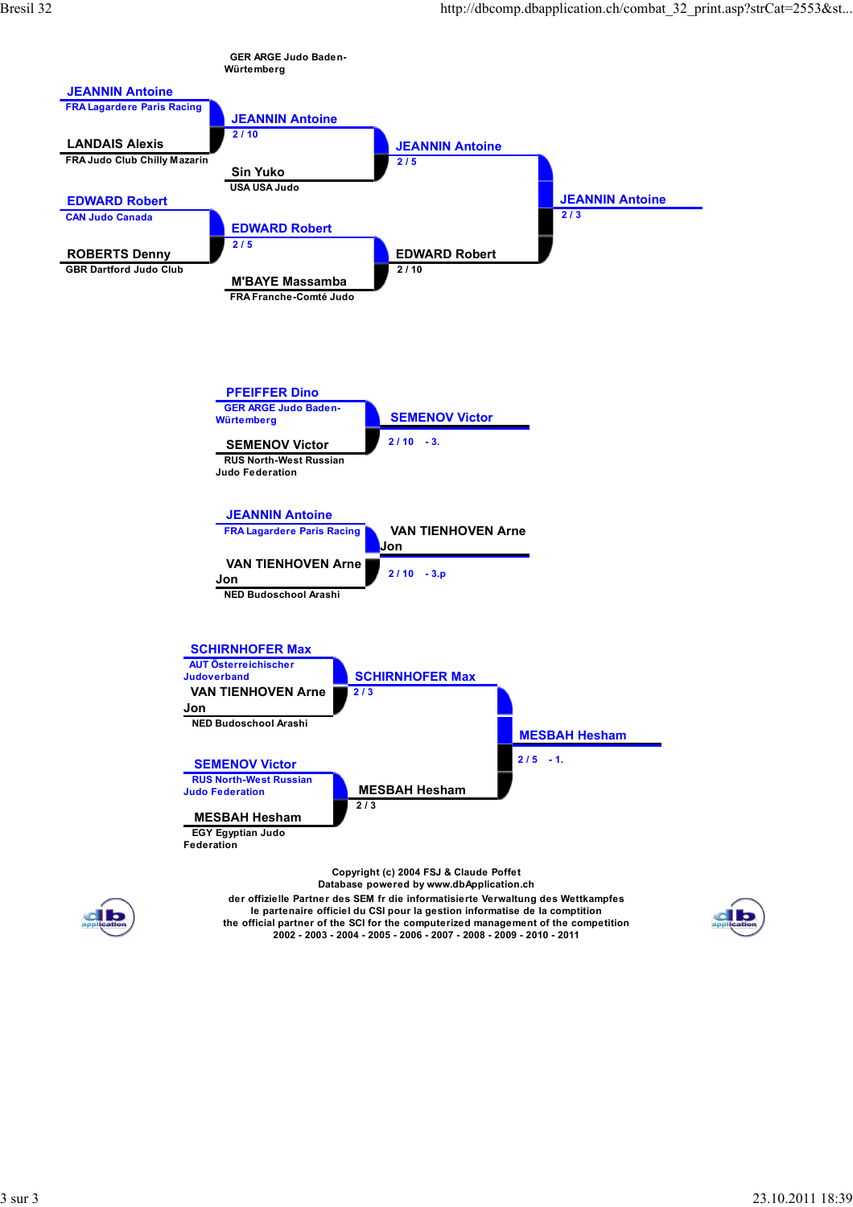GER ARGE Judo Baden-Würtemberg

JEANNIN Antoine
FRA Lagardere Paris Racing

LANDAIS Alexis
FRA Judo Club Chilly Mazarin

JEANNIN Antoine
2 / 10

Sin Yuko
USA USA Judo

JEANNIN Antoine
2 / 5

EDWARD Robert
CAN Judo Canada

ROBERTS Denny
GBR Dartford Judo Club

EDWARD Robert
2 / 5

M'BAYE Massamba
FRA Franche-Comté Judo

EDWARD Robert
2 / 10

JEANNIN Antoine
2 / 3

PFEIFFER Dino
GER ARGE Judo Baden-Würtemberg

SEMENOV Victor
RUS North-West Russian Judo Federation

SEMENOV Victor
2 / 10 - 3.

JEANNIN Antoine
FRA Lagardere Paris Racing

VAN TIENHOVEN Arne Jon
NED Budoschool Arashi

VAN TIENHOVEN Arne Jon
2 / 10 - 3.p

SCHIRNHOFER Max
AUT Österreichischer Judoverband

VAN TIENHOVEN Arne Jon
NED Budoschool Arashi

SCHIRNHOFER Max
2 / 3

SEMENOV Victor
RUS North-West Russian Judo Federation

MESBAH Hesham
EGY Egyptian Judo Federation

MESBAH Hesham
2 / 3

MESBAH Hesham
2 / 5 - 1.

Copyright (c) 2004 FSJ & Claude Poffet
Database powered by www.dbApplication.ch
der offizielle Partner des SEM fr die informatisierte Verwaltung des Wettkampfes
le partenaire officiel du CSI pour la gestion informatise de la comptition
the official partner of the SCI for the computerized management of the competition
2002 - 2003 - 2004 - 2005 - 2006 - 2007 - 2008 - 2009 - 2010 - 2011